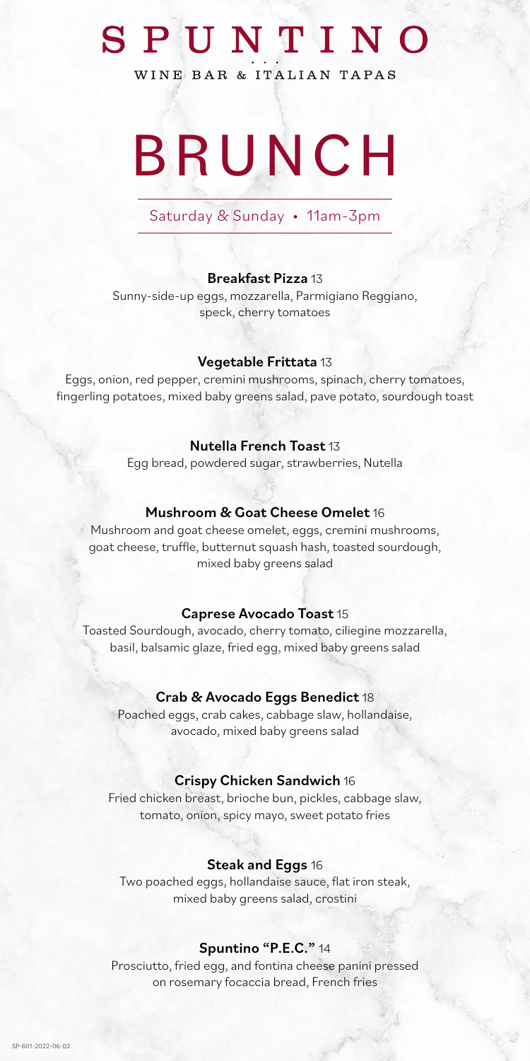# SPUNTINO

WINE BAR & ITALIAN TAPAS

# BRUNCH

Saturday & Sunday • 11am-3pm

**Breakfast Pizza** 13

Sunny-side-up eggs, mozzarella, Parmigiano Reggiano, speck, cherry tomatoes

**Vegetable Frittata** 13

Eggs, onion, red pepper, cremini mushrooms, spinach, cherry tomatoes, fingerling potatoes, mixed baby greens salad, pave potato, sourdough toast

**Nutella French Toast** 13

Egg bread, powdered sugar, strawberries, Nutella

**Mushroom & Goat Cheese Omelet** 16

Mushroom and goat cheese omelet, eggs, cremini mushrooms, goat cheese, truffle, butternut squash hash, toasted sourdough, mixed baby greens salad

**Caprese Avocado Toast** 15

Toasted Sourdough, avocado, cherry tomato, ciliegine mozzarella, basil, balsamic glaze, fried egg, mixed baby greens salad

**Crab & Avocado Eggs Benedict** 18

Poached eggs, crab cakes, cabbage slaw, hollandaise, avocado, mixed baby greens salad

**Crispy Chicken Sandwich** 16

Fried chicken breast, brioche bun, pickles, cabbage slaw, tomato, onion, spicy mayo, sweet potato fries

**Steak and Eggs** 16

Two poached eggs, hollandaise sauce, flat iron steak, mixed baby greens salad, crostini

**Spuntino "P.E.C."** 14

Prosciutto, fried egg, and fontina cheese panini pressed on rosemary focaccia bread, French fries

SP-601-2022-06-02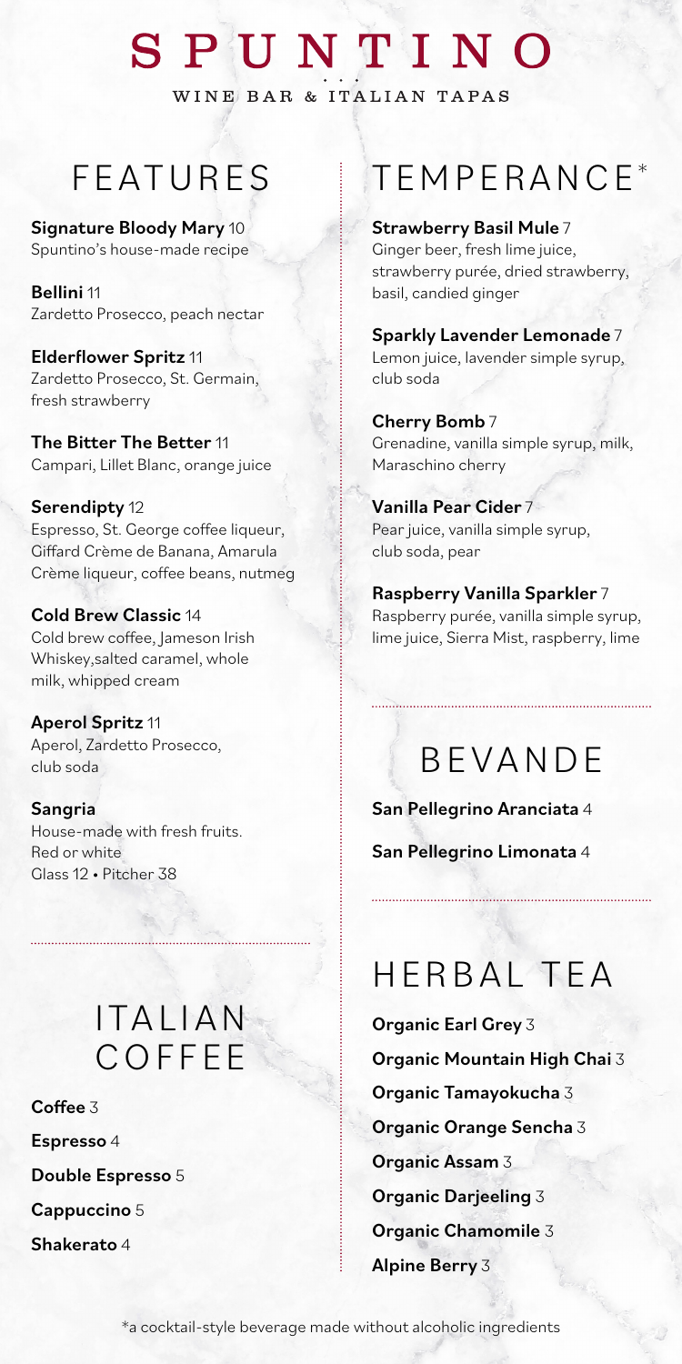# SPUNTINO

WINE BAR & ITALIAN TAPAS

## FEATURES

**Signature Bloody Mary** 10
Spuntino's house-made recipe

**Bellini** 11
Zardetto Prosecco, peach nectar

**Elderflower Spritz** 11
Zardetto Prosecco, St. Germain, fresh strawberry

**The Bitter The Better** 11
Campari, Lillet Blanc, orange juice

**Serendipty** 12
Espresso, St. George coffee liqueur, Giffard Crème de Banana, Amarula Crème liqueur, coffee beans, nutmeg

**Cold Brew Classic** 14
Cold brew coffee, Jameson Irish Whiskey,salted caramel, whole milk, whipped cream

**Aperol Spritz** 11
Aperol, Zardetto Prosecco, club soda

**Sangria**
House-made with fresh fruits.
Red or white
Glass 12 • Pitcher 38

## ITALIAN COFFEE

**Coffee** 3

**Espresso** 4

**Double Espresso** 5

**Cappuccino** 5

**Shakerato** 4

## TEMPERANCE*

**Strawberry Basil Mule** 7
Ginger beer, fresh lime juice, strawberry purée, dried strawberry, basil, candied ginger

**Sparkly Lavender Lemonade** 7
Lemon juice, lavender simple syrup, club soda

**Cherry Bomb** 7
Grenadine, vanilla simple syrup, milk, Maraschino cherry

**Vanilla Pear Cider** 7
Pear juice, vanilla simple syrup, club soda, pear

**Raspberry Vanilla Sparkler** 7
Raspberry purée, vanilla simple syrup, lime juice, Sierra Mist, raspberry, lime

## BEVANDE

**San Pellegrino Aranciata** 4

**San Pellegrino Limonata** 4

## HERBAL TEA

**Organic Earl Grey** 3

**Organic Mountain High Chai** 3

**Organic Tamayokucha** 3

**Organic Orange Sencha** 3

**Organic Assam** 3

**Organic Darjeeling** 3

**Organic Chamomile** 3

**Alpine Berry** 3

*a cocktail-style beverage made without alcoholic ingredients